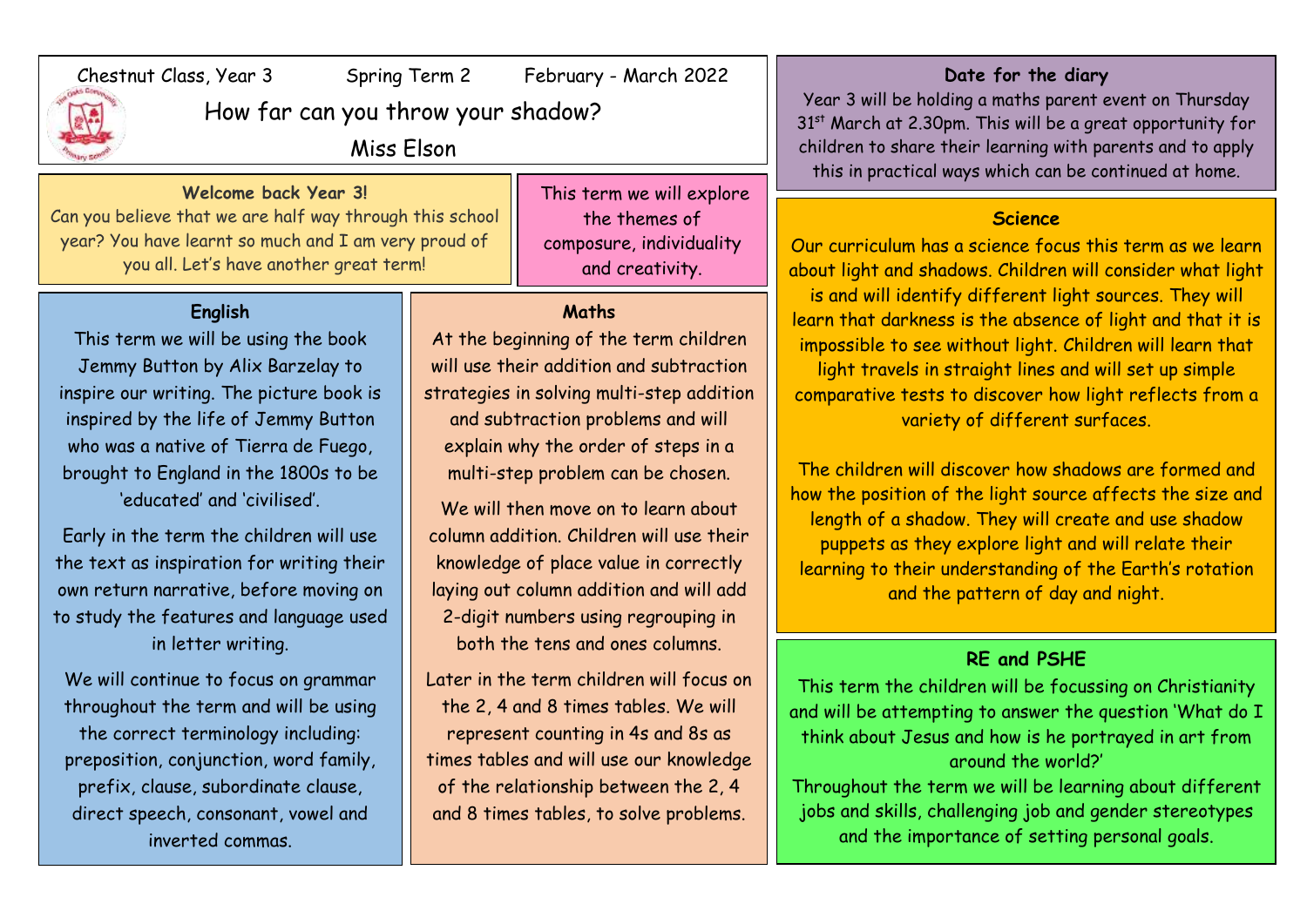Chestnut Class, Year 3 Spring Term 2 February - March 2022

# How far can you throw your shadow?

Miss Elson

**Welcome back Year 3!**

Can you believe that we are half way through this school year? You have learnt so much and I am very proud of you all. Let's have another great term!

This term we will explore the themes of composure, individuality and creativity.

## English

This term we will be using the book Jemmy Button by Alix Barzelay to inspire our writing. The picture book is inspired by the life of Jemmy Button who was a native of Tierra de Fuego, brought to England in the 1800s to be 'educated' and 'civilised'.

Early in the term the children will use the text as inspiration for writing their own return narrative, before moving on to study the features and language used in letter writing.

We will continue to focus on grammar throughout the term and will be using the correct terminology including: preposition, conjunction, word family, prefix, clause, subordinate clause, direct speech, consonant, vowel and inverted commas.

## Maths

At the beginning of the term children will use their addition and subtraction strategies in solving multi-step addition and subtraction problems and will explain why the order of steps in a multi-step problem can be chosen.

We will then move on to learn about column addition. Children will use their knowledge of place value in correctly laying out column addition and will add 2-digit numbers using regrouping in both the tens and ones columns.

Later in the term children will focus on the 2, 4 and 8 times tables. We will represent counting in 4s and 8s as times tables and will use our knowledge of the relationship between the 2, 4 and 8 times tables, to solve problems.

**Date for the diary**

Year 3 will be holding a maths parent event on Thursday 31st March at 2.30pm. This will be a great opportunity for children to share their learning with parents and to apply this in practical ways which can be continued at home.

## Science

Our curriculum has a science focus this term as we learn about light and shadows. Children will consider what light is and will identify different light sources. They will learn that darkness is the absence of light and that it is impossible to see without light. Children will learn that light travels in straight lines and will set up simple comparative tests to discover how light reflects from a variety of different surfaces.

The children will discover how shadows are formed and how the position of the light source affects the size and length of a shadow. They will create and use shadow puppets as they explore light and will relate their learning to their understanding of the Earth's rotation and the pattern of day and night.

## RE and PSHE

This term the children will be focussing on Christianity and will be attempting to answer the question 'What do I think about Jesus and how is he portrayed in art from around the world?'

Throughout the term we will be learning about different jobs and skills, challenging job and gender stereotypes and the importance of setting personal goals.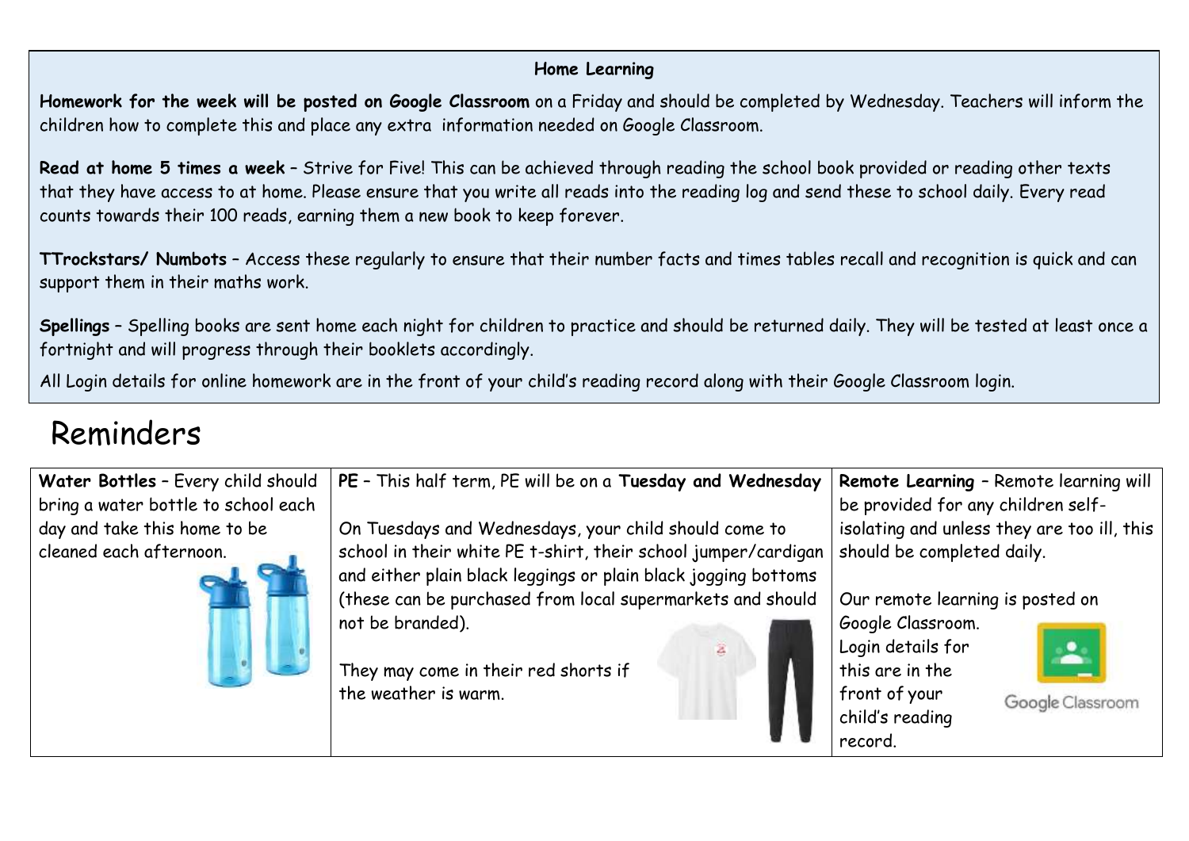## Home Learning

**Homework for the week will be posted on Google Classroom** on a Friday and should be completed by Wednesday. Teachers will inform the children how to complete this and place any extra information needed on Google Classroom.

**Read at home 5 times a week** – Strive for Five! This can be achieved through reading the school book provided or reading other texts that they have access to at home. Please ensure that you write all reads into the reading log and send these to school daily. Every read counts towards their 100 reads, earning them a new book to keep forever.

**TTrockstars/ Numbots** – Access these regularly to ensure that their number facts and times tables recall and recognition is quick and can support them in their maths work.

**Spellings** – Spelling books are sent home each night for children to practice and should be returned daily. They will be tested at least once a fortnight and will progress through their booklets accordingly.

All Login details for online homework are in the front of your child's reading record along with their Google Classroom login.

# Reminders

| | | |
|---|---|---|
| **Water Bottles** – Every child should bring a water bottle to school each day and take this home to be cleaned each afternoon. | **PE** – This half term, PE will be on a **Tuesday and Wednesday**<br><br>On Tuesdays and Wednesdays, your child should come to school in their white PE t-shirt, their school jumper/cardigan and either plain black leggings or plain black jogging bottoms (these can be purchased from local supermarkets and should not be branded).<br><br>They may come in their red shorts if the weather is warm. | **Remote Learning** – Remote learning will be provided for any children self-isolating and unless they are too ill, this should be completed daily.<br><br>Our remote learning is posted on Google Classroom. Login details for this are in the front of your child's reading record. |